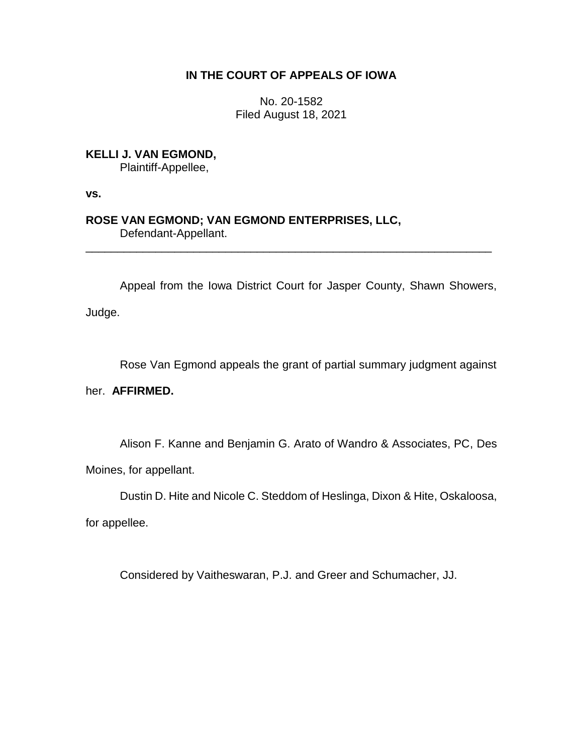# IN THE COURT OF APPEALS OF IOWA

No. 20-1582
Filed August 18, 2021

**KELLI J. VAN EGMOND,**
Plaintiff-Appellee,

**vs.**

**ROSE VAN EGMOND; VAN EGMOND ENTERPRISES, LLC,**
Defendant-Appellant.

---

Appeal from the Iowa District Court for Jasper County, Shawn Showers, Judge.

Rose Van Egmond appeals the grant of partial summary judgment against her. **AFFIRMED.**

Alison F. Kanne and Benjamin G. Arato of Wandro & Associates, PC, Des Moines, for appellant.

Dustin D. Hite and Nicole C. Steddom of Heslinga, Dixon & Hite, Oskaloosa, for appellee.

Considered by Vaitheswaran, P.J. and Greer and Schumacher, JJ.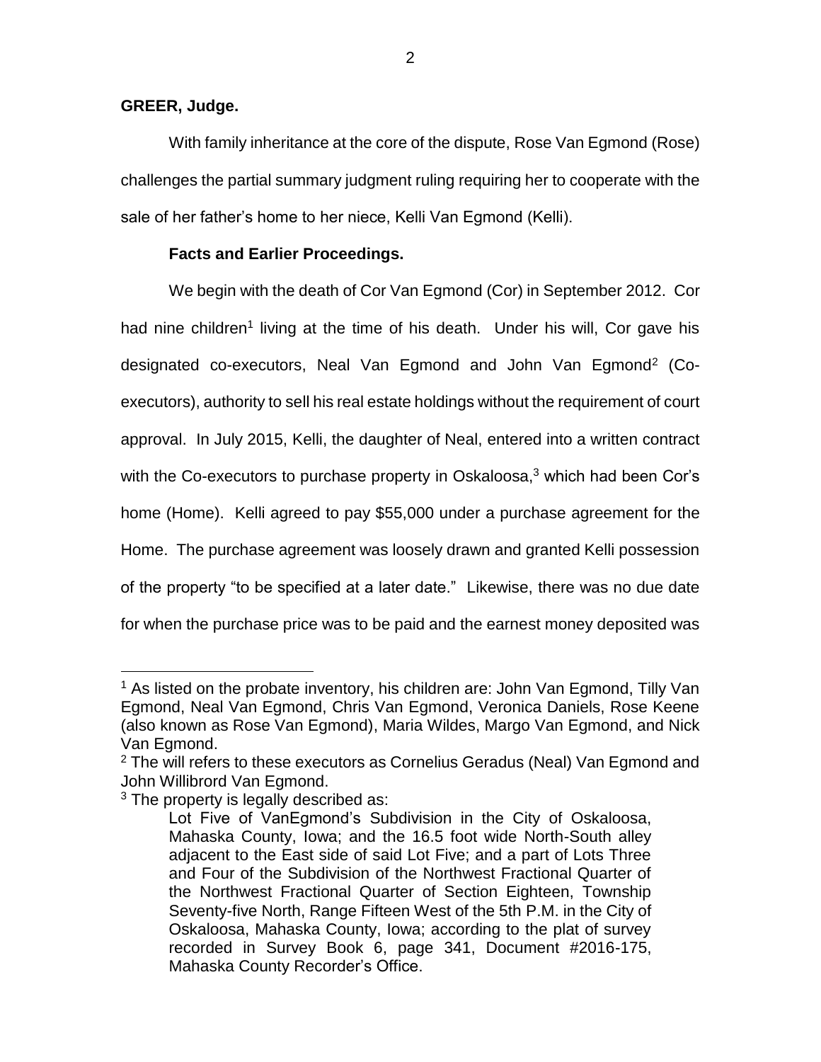**GREER, Judge.**

With family inheritance at the core of the dispute, Rose Van Egmond (Rose) challenges the partial summary judgment ruling requiring her to cooperate with the sale of her father's home to her niece, Kelli Van Egmond (Kelli).

**Facts and Earlier Proceedings.**

We begin with the death of Cor Van Egmond (Cor) in September 2012. Cor had nine children[1] living at the time of his death. Under his will, Cor gave his designated co-executors, Neal Van Egmond and John Van Egmond[2] (Co-executors), authority to sell his real estate holdings without the requirement of court approval. In July 2015, Kelli, the daughter of Neal, entered into a written contract with the Co-executors to purchase property in Oskaloosa,[3] which had been Cor's home (Home). Kelli agreed to pay $55,000 under a purchase agreement for the Home. The purchase agreement was loosely drawn and granted Kelli possession of the property "to be specified at a later date." Likewise, there was no due date for when the purchase price was to be paid and the earnest money deposited was

---

[1] As listed on the probate inventory, his children are: John Van Egmond, Tilly Van Egmond, Neal Van Egmond, Chris Van Egmond, Veronica Daniels, Rose Keene (also known as Rose Van Egmond), Maria Wildes, Margo Van Egmond, and Nick Van Egmond.

[2] The will refers to these executors as Cornelius Geradus (Neal) Van Egmond and John Willibrord Van Egmond.

[3] The property is legally described as:

> Lot Five of VanEgmond's Subdivision in the City of Oskaloosa, Mahaska County, Iowa; and the 16.5 foot wide North-South alley adjacent to the East side of said Lot Five; and a part of Lots Three and Four of the Subdivision of the Northwest Fractional Quarter of the Northwest Fractional Quarter of Section Eighteen, Township Seventy-five North, Range Fifteen West of the 5th P.M. in the City of Oskaloosa, Mahaska County, Iowa; according to the plat of survey recorded in Survey Book 6, page 341, Document #2016-175, Mahaska County Recorder's Office.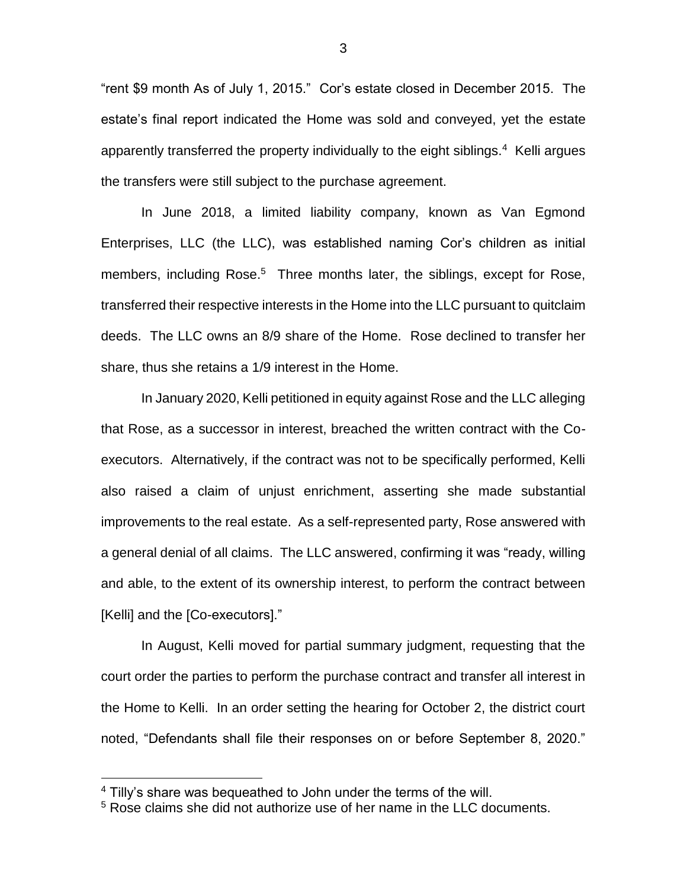"rent $9 month As of July 1, 2015." Cor's estate closed in December 2015. The estate's final report indicated the Home was sold and conveyed, yet the estate apparently transferred the property individually to the eight siblings.[4] Kelli argues the transfers were still subject to the purchase agreement.

In June 2018, a limited liability company, known as Van Egmond Enterprises, LLC (the LLC), was established naming Cor's children as initial members, including Rose.[5] Three months later, the siblings, except for Rose, transferred their respective interests in the Home into the LLC pursuant to quitclaim deeds. The LLC owns an 8/9 share of the Home. Rose declined to transfer her share, thus she retains a 1/9 interest in the Home.

In January 2020, Kelli petitioned in equity against Rose and the LLC alleging that Rose, as a successor in interest, breached the written contract with the Co-executors. Alternatively, if the contract was not to be specifically performed, Kelli also raised a claim of unjust enrichment, asserting she made substantial improvements to the real estate. As a self-represented party, Rose answered with a general denial of all claims. The LLC answered, confirming it was "ready, willing and able, to the extent of its ownership interest, to perform the contract between [Kelli] and the [Co-executors]."

In August, Kelli moved for partial summary judgment, requesting that the court order the parties to perform the purchase contract and transfer all interest in the Home to Kelli. In an order setting the hearing for October 2, the district court noted, "Defendants shall file their responses on or before September 8, 2020."

[4] Tilly's share was bequeathed to John under the terms of the will.

[5] Rose claims she did not authorize use of her name in the LLC documents.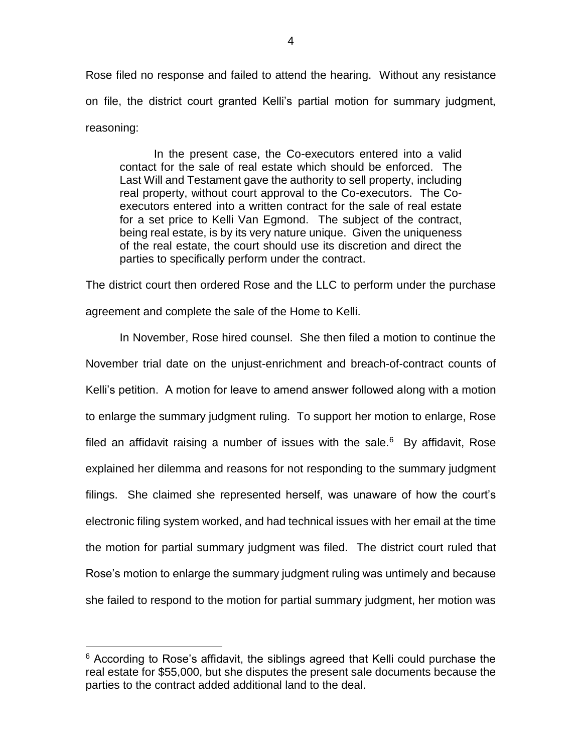Rose filed no response and failed to attend the hearing. Without any resistance on file, the district court granted Kelli's partial motion for summary judgment, reasoning:

> In the present case, the Co-executors entered into a valid contact for the sale of real estate which should be enforced. The Last Will and Testament gave the authority to sell property, including real property, without court approval to the Co-executors. The Co-executors entered into a written contract for the sale of real estate for a set price to Kelli Van Egmond. The subject of the contract, being real estate, is by its very nature unique. Given the uniqueness of the real estate, the court should use its discretion and direct the parties to specifically perform under the contract.

The district court then ordered Rose and the LLC to perform under the purchase agreement and complete the sale of the Home to Kelli.

In November, Rose hired counsel. She then filed a motion to continue the November trial date on the unjust-enrichment and breach-of-contract counts of Kelli's petition. A motion for leave to amend answer followed along with a motion to enlarge the summary judgment ruling. To support her motion to enlarge, Rose filed an affidavit raising a number of issues with the sale.[6] By affidavit, Rose explained her dilemma and reasons for not responding to the summary judgment filings. She claimed she represented herself, was unaware of how the court's electronic filing system worked, and had technical issues with her email at the time the motion for partial summary judgment was filed. The district court ruled that Rose's motion to enlarge the summary judgment ruling was untimely and because she failed to respond to the motion for partial summary judgment, her motion was

[6] According to Rose's affidavit, the siblings agreed that Kelli could purchase the real estate for $55,000, but she disputes the present sale documents because the parties to the contract added additional land to the deal.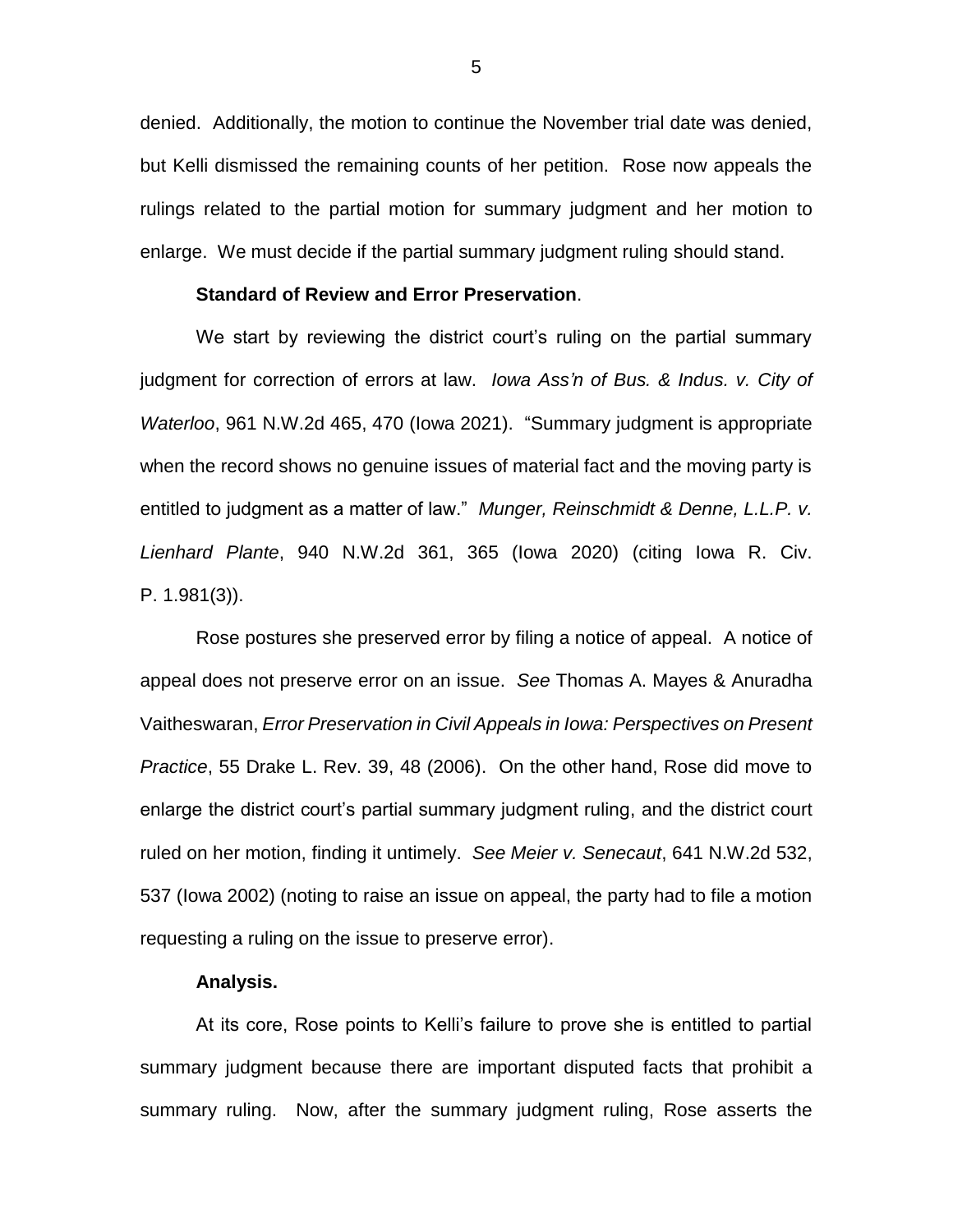denied. Additionally, the motion to continue the November trial date was denied, but Kelli dismissed the remaining counts of her petition. Rose now appeals the rulings related to the partial motion for summary judgment and her motion to enlarge. We must decide if the partial summary judgment ruling should stand.

**Standard of Review and Error Preservation**.

We start by reviewing the district court's ruling on the partial summary judgment for correction of errors at law. *Iowa Ass'n of Bus. & Indus. v. City of Waterloo*, 961 N.W.2d 465, 470 (Iowa 2021). "Summary judgment is appropriate when the record shows no genuine issues of material fact and the moving party is entitled to judgment as a matter of law." *Munger, Reinschmidt & Denne, L.L.P. v. Lienhard Plante*, 940 N.W.2d 361, 365 (Iowa 2020) (citing Iowa R. Civ. P. 1.981(3)).

Rose postures she preserved error by filing a notice of appeal. A notice of appeal does not preserve error on an issue. *See* Thomas A. Mayes & Anuradha Vaitheswaran, *Error Preservation in Civil Appeals in Iowa: Perspectives on Present Practice*, 55 Drake L. Rev. 39, 48 (2006). On the other hand, Rose did move to enlarge the district court's partial summary judgment ruling, and the district court ruled on her motion, finding it untimely. *See Meier v. Senecaut*, 641 N.W.2d 532, 537 (Iowa 2002) (noting to raise an issue on appeal, the party had to file a motion requesting a ruling on the issue to preserve error).

**Analysis.**

At its core, Rose points to Kelli's failure to prove she is entitled to partial summary judgment because there are important disputed facts that prohibit a summary ruling. Now, after the summary judgment ruling, Rose asserts the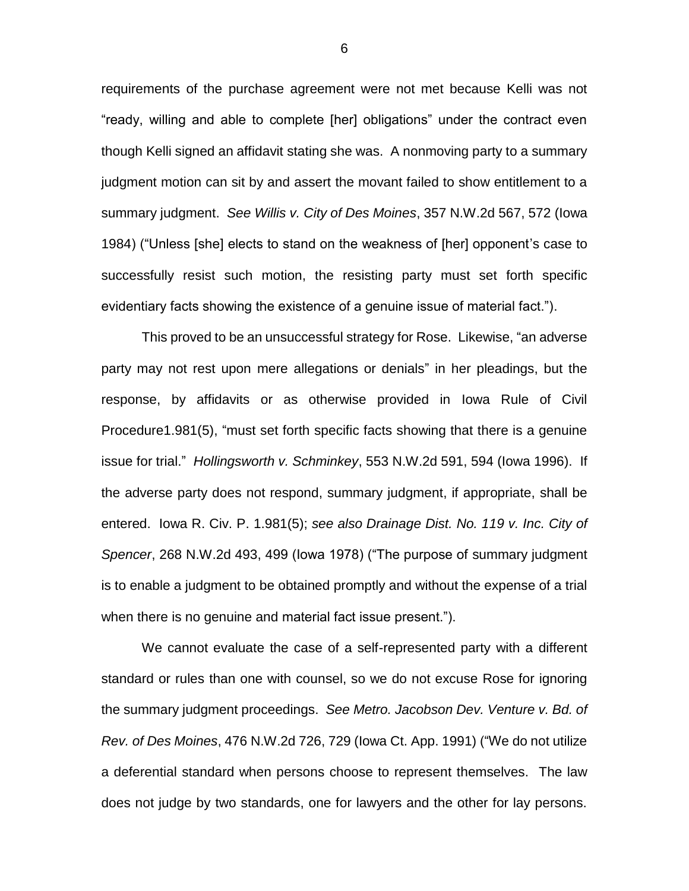requirements of the purchase agreement were not met because Kelli was not "ready, willing and able to complete [her] obligations" under the contract even though Kelli signed an affidavit stating she was. A nonmoving party to a summary judgment motion can sit by and assert the movant failed to show entitlement to a summary judgment. *See Willis v. City of Des Moines*, 357 N.W.2d 567, 572 (Iowa 1984) ("Unless [she] elects to stand on the weakness of [her] opponent's case to successfully resist such motion, the resisting party must set forth specific evidentiary facts showing the existence of a genuine issue of material fact.").

This proved to be an unsuccessful strategy for Rose. Likewise, "an adverse party may not rest upon mere allegations or denials" in her pleadings, but the response, by affidavits or as otherwise provided in Iowa Rule of Civil Procedure1.981(5), "must set forth specific facts showing that there is a genuine issue for trial." *Hollingsworth v. Schminkey*, 553 N.W.2d 591, 594 (Iowa 1996). If the adverse party does not respond, summary judgment, if appropriate, shall be entered. Iowa R. Civ. P. 1.981(5); *see also Drainage Dist. No. 119 v. Inc. City of Spencer*, 268 N.W.2d 493, 499 (Iowa 1978) ("The purpose of summary judgment is to enable a judgment to be obtained promptly and without the expense of a trial when there is no genuine and material fact issue present.").

We cannot evaluate the case of a self-represented party with a different standard or rules than one with counsel, so we do not excuse Rose for ignoring the summary judgment proceedings. *See Metro. Jacobson Dev. Venture v. Bd. of Rev. of Des Moines*, 476 N.W.2d 726, 729 (Iowa Ct. App. 1991) ("We do not utilize a deferential standard when persons choose to represent themselves. The law does not judge by two standards, one for lawyers and the other for lay persons.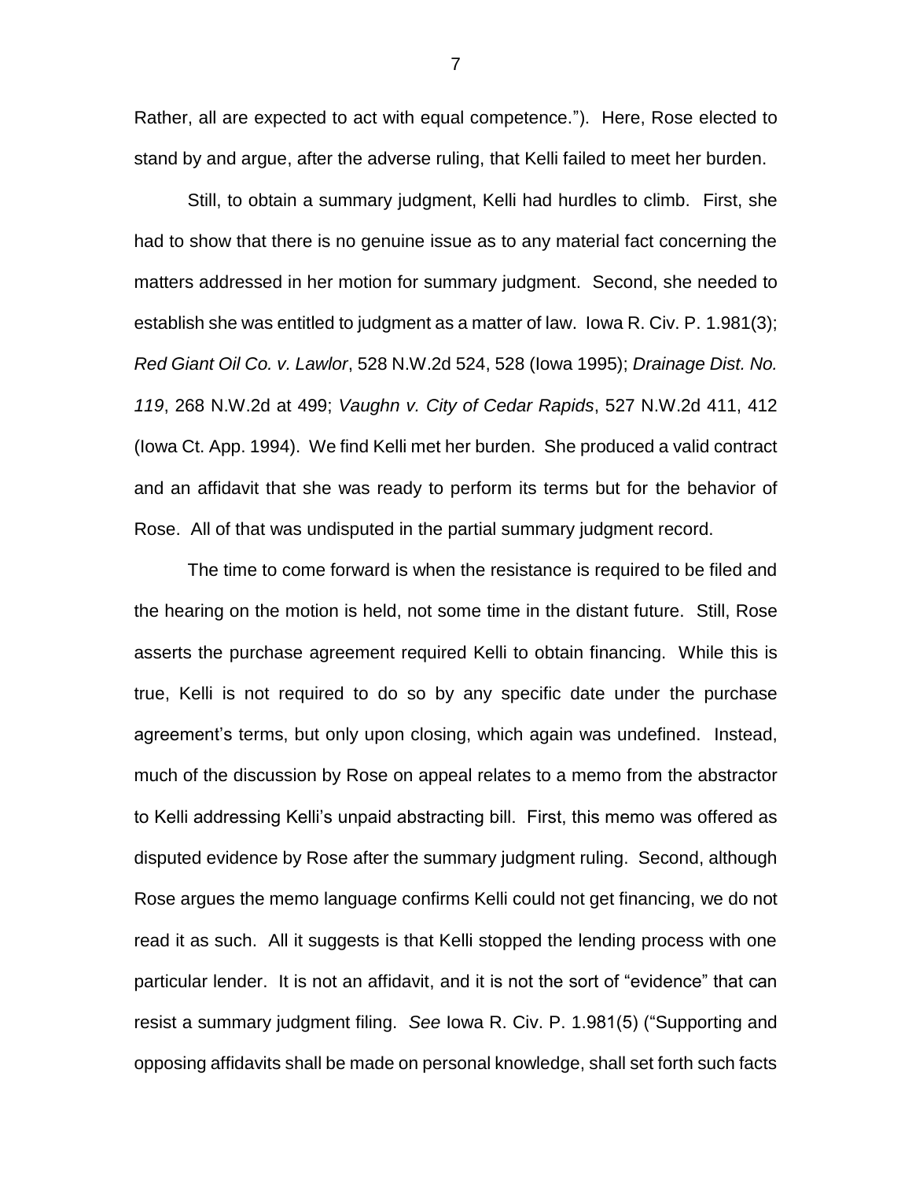Rather, all are expected to act with equal competence."). Here, Rose elected to stand by and argue, after the adverse ruling, that Kelli failed to meet her burden.

Still, to obtain a summary judgment, Kelli had hurdles to climb. First, she had to show that there is no genuine issue as to any material fact concerning the matters addressed in her motion for summary judgment. Second, she needed to establish she was entitled to judgment as a matter of law. Iowa R. Civ. P. 1.981(3); *Red Giant Oil Co. v. Lawlor*, 528 N.W.2d 524, 528 (Iowa 1995); *Drainage Dist. No. 119*, 268 N.W.2d at 499; *Vaughn v. City of Cedar Rapids*, 527 N.W.2d 411, 412 (Iowa Ct. App. 1994). We find Kelli met her burden. She produced a valid contract and an affidavit that she was ready to perform its terms but for the behavior of Rose. All of that was undisputed in the partial summary judgment record.

The time to come forward is when the resistance is required to be filed and the hearing on the motion is held, not some time in the distant future. Still, Rose asserts the purchase agreement required Kelli to obtain financing. While this is true, Kelli is not required to do so by any specific date under the purchase agreement's terms, but only upon closing, which again was undefined. Instead, much of the discussion by Rose on appeal relates to a memo from the abstractor to Kelli addressing Kelli's unpaid abstracting bill. First, this memo was offered as disputed evidence by Rose after the summary judgment ruling. Second, although Rose argues the memo language confirms Kelli could not get financing, we do not read it as such. All it suggests is that Kelli stopped the lending process with one particular lender. It is not an affidavit, and it is not the sort of "evidence" that can resist a summary judgment filing. *See* Iowa R. Civ. P. 1.981(5) ("Supporting and opposing affidavits shall be made on personal knowledge, shall set forth such facts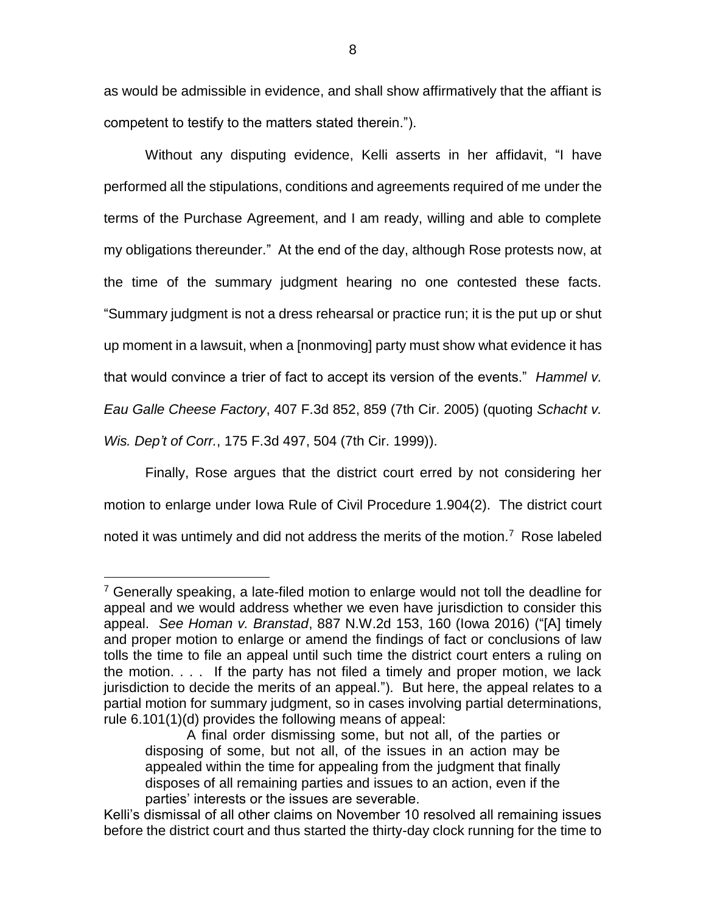as would be admissible in evidence, and shall show affirmatively that the affiant is competent to testify to the matters stated therein.").

Without any disputing evidence, Kelli asserts in her affidavit, "I have performed all the stipulations, conditions and agreements required of me under the terms of the Purchase Agreement, and I am ready, willing and able to complete my obligations thereunder." At the end of the day, although Rose protests now, at the time of the summary judgment hearing no one contested these facts. "Summary judgment is not a dress rehearsal or practice run; it is the put up or shut up moment in a lawsuit, when a [nonmoving] party must show what evidence it has that would convince a trier of fact to accept its version of the events." *Hammel v. Eau Galle Cheese Factory*, 407 F.3d 852, 859 (7th Cir. 2005) (quoting *Schacht v. Wis. Dep't of Corr.*, 175 F.3d 497, 504 (7th Cir. 1999)).

Finally, Rose argues that the district court erred by not considering her motion to enlarge under Iowa Rule of Civil Procedure 1.904(2). The district court noted it was untimely and did not address the merits of the motion.[7] Rose labeled

---

[7] Generally speaking, a late-filed motion to enlarge would not toll the deadline for appeal and we would address whether we even have jurisdiction to consider this appeal. *See Homan v. Branstad*, 887 N.W.2d 153, 160 (Iowa 2016) ("[A] timely and proper motion to enlarge or amend the findings of fact or conclusions of law tolls the time to file an appeal until such time the district court enters a ruling on the motion. . . . If the party has not filed a timely and proper motion, we lack jurisdiction to decide the merits of an appeal."). But here, the appeal relates to a partial motion for summary judgment, so in cases involving partial determinations, rule 6.101(1)(d) provides the following means of appeal:

> A final order dismissing some, but not all, of the parties or disposing of some, but not all, of the issues in an action may be appealed within the time for appealing from the judgment that finally disposes of all remaining parties and issues to an action, even if the parties' interests or the issues are severable.

Kelli's dismissal of all other claims on November 10 resolved all remaining issues before the district court and thus started the thirty-day clock running for the time to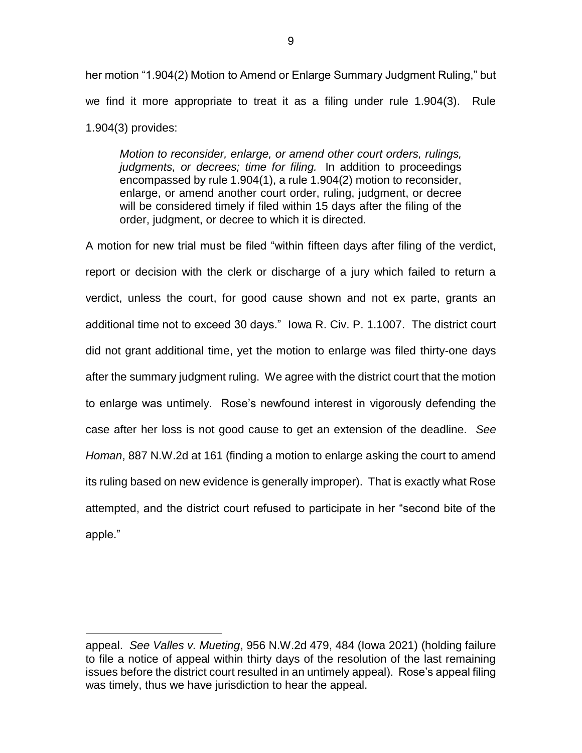her motion "1.904(2) Motion to Amend or Enlarge Summary Judgment Ruling," but we find it more appropriate to treat it as a filing under rule 1.904(3). Rule 1.904(3) provides:

> *Motion to reconsider, enlarge, or amend other court orders, rulings, judgments, or decrees; time for filing.* In addition to proceedings encompassed by rule 1.904(1), a rule 1.904(2) motion to reconsider, enlarge, or amend another court order, ruling, judgment, or decree will be considered timely if filed within 15 days after the filing of the order, judgment, or decree to which it is directed.

A motion for new trial must be filed "within fifteen days after filing of the verdict, report or decision with the clerk or discharge of a jury which failed to return a verdict, unless the court, for good cause shown and not ex parte, grants an additional time not to exceed 30 days." Iowa R. Civ. P. 1.1007. The district court did not grant additional time, yet the motion to enlarge was filed thirty-one days after the summary judgment ruling. We agree with the district court that the motion to enlarge was untimely. Rose's newfound interest in vigorously defending the case after her loss is not good cause to get an extension of the deadline. *See Homan*, 887 N.W.2d at 161 (finding a motion to enlarge asking the court to amend its ruling based on new evidence is generally improper). That is exactly what Rose attempted, and the district court refused to participate in her "second bite of the apple."

---

appeal. *See Valles v. Mueting*, 956 N.W.2d 479, 484 (Iowa 2021) (holding failure to file a notice of appeal within thirty days of the resolution of the last remaining issues before the district court resulted in an untimely appeal). Rose's appeal filing was timely, thus we have jurisdiction to hear the appeal.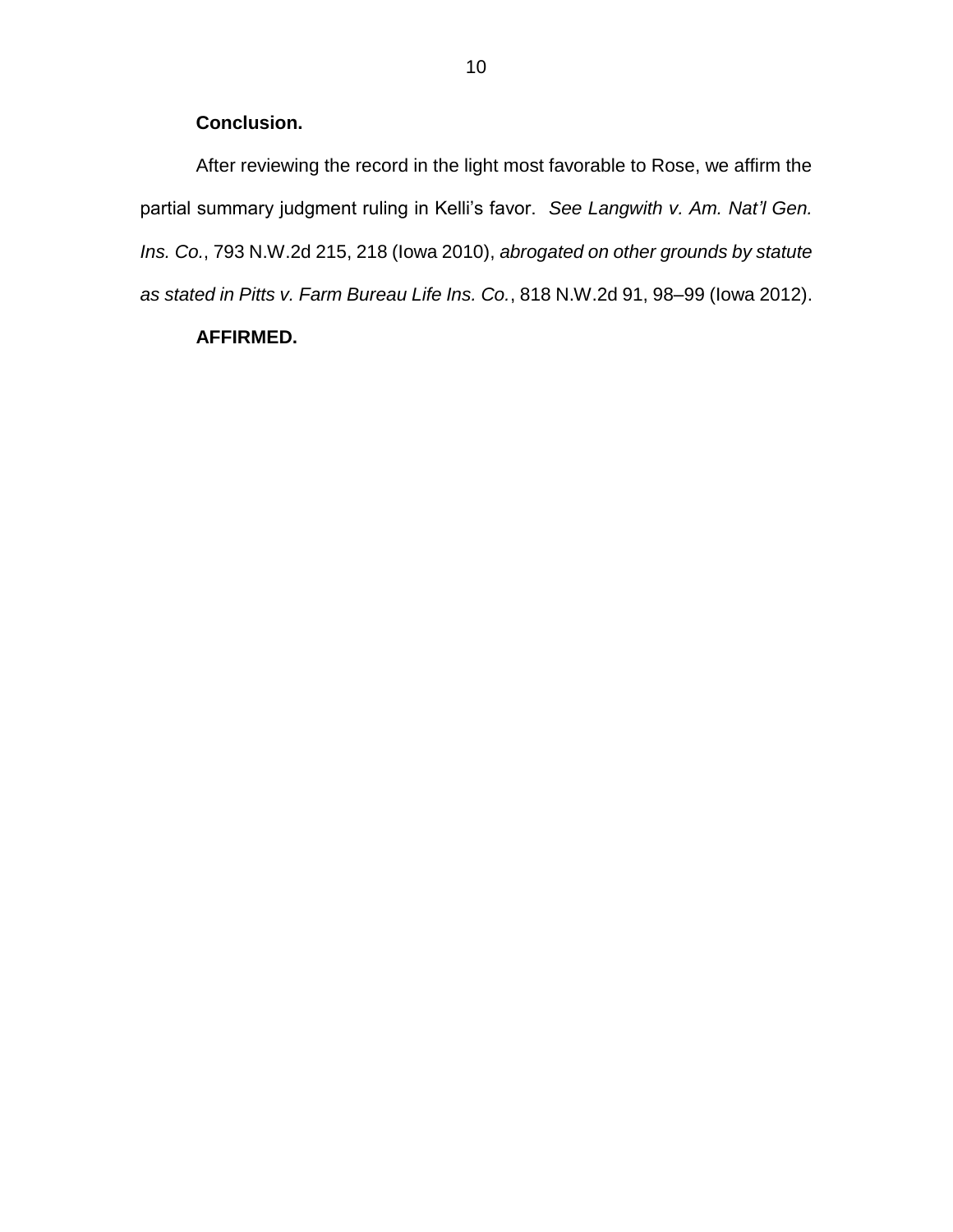**Conclusion.**

After reviewing the record in the light most favorable to Rose, we affirm the partial summary judgment ruling in Kelli's favor. *See Langwith v. Am. Nat'l Gen. Ins. Co.*, 793 N.W.2d 215, 218 (Iowa 2010), *abrogated on other grounds by statute as stated in Pitts v. Farm Bureau Life Ins. Co.*, 818 N.W.2d 91, 98–99 (Iowa 2012).

**AFFIRMED.**